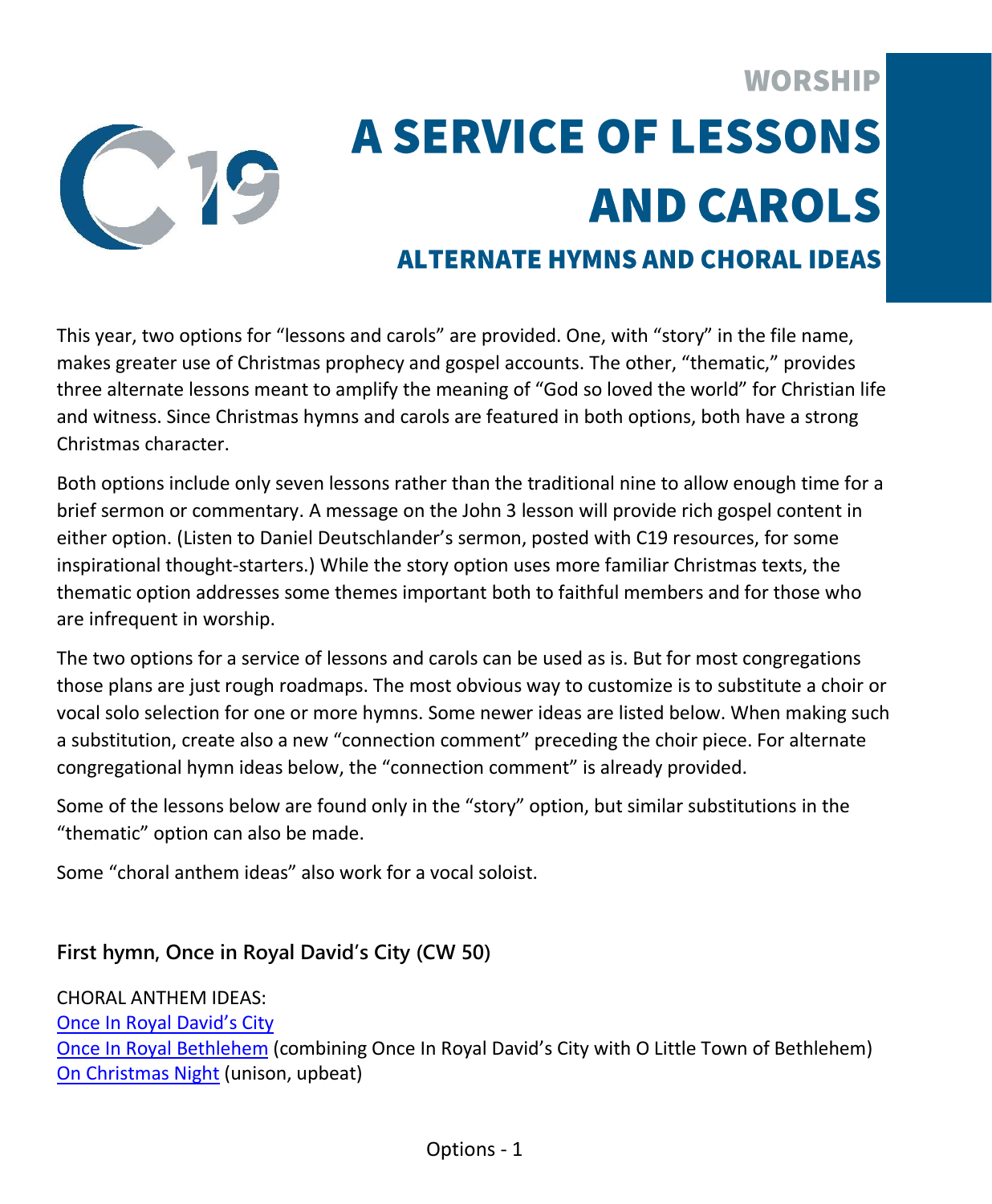WORSHIP

# A SERVICE OF LESSONS AND CAROLS

## ALTERNATE HYMNS AND CHORAL IDEAS

This year, two options for "lessons and carols" are provided. One, with "story" in the file name, makes greater use of Christmas prophecy and gospel accounts. The other, "thematic," provides three alternate lessons meant to amplify the meaning of "God so loved the world" for Christian life and witness. Since Christmas hymns and carols are featured in both options, both have a strong Christmas character.

Both options include only seven lessons rather than the traditional nine to allow enough time for a brief sermon or commentary. A message on the John 3 lesson will provide rich gospel content in either option. (Listen to Daniel Deutschlander's sermon, posted with C19 resources, for some inspirational thought-starters.) While the story option uses more familiar Christmas texts, the thematic option addresses some themes important both to faithful members and for those who are infrequent in worship.

The two options for a service of lessons and carols can be used as is. But for most congregations those plans are just rough roadmaps. The most obvious way to customize is to substitute a choir or vocal solo selection for one or more hymns. Some newer ideas are listed below. When making such a substitution, create also a new "connection comment" preceding the choir piece. For alternate congregational hymn ideas below, the "connection comment" is already provided.

Some of the lessons below are found only in the "story" option, but similar substitutions in the "thematic" option can also be made.

Some "choral anthem ideas" also work for a vocal soloist.

### First hymn, Once in Royal David's City (CW 50)

CHORAL ANTHEM IDEAS:
Once In Royal David's City
Once In Royal Bethlehem (combining Once In Royal David's City with O Little Town of Bethlehem)
On Christmas Night (unison, upbeat)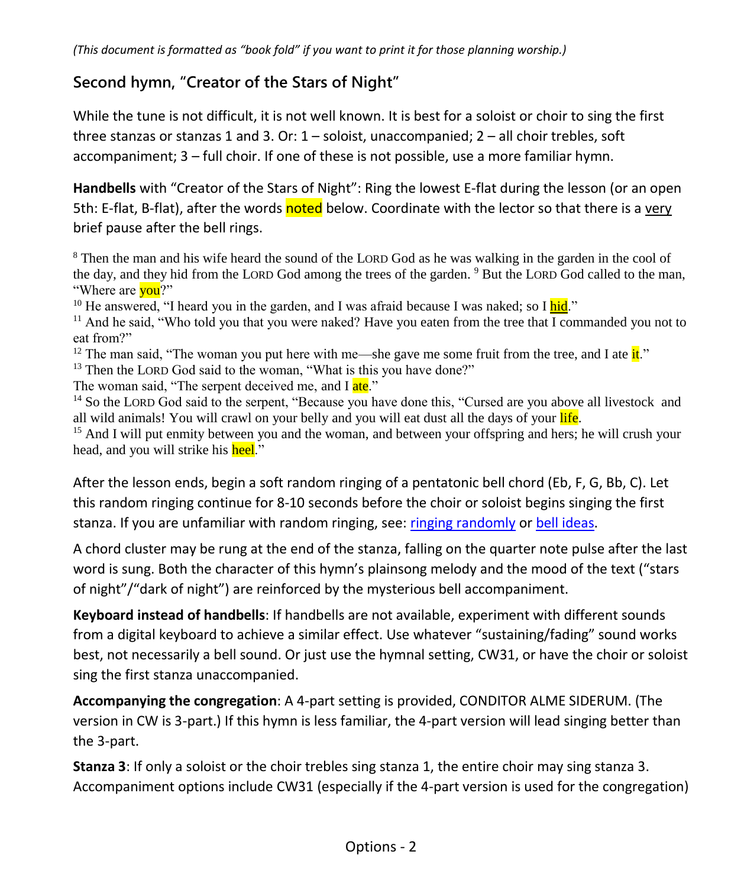*(This document is formatted as "book fold" if you want to print it for those planning worship.)*

## Second hymn, "Creator of the Stars of Night"

While the tune is not difficult, it is not well known. It is best for a soloist or choir to sing the first three stanzas or stanzas 1 and 3. Or: 1 – soloist, unaccompanied; 2 – all choir trebles, soft accompaniment; 3 – full choir. If one of these is not possible, use a more familiar hymn.

**Handbells** with "Creator of the Stars of Night": Ring the lowest E-flat during the lesson (or an open 5th: E-flat, B-flat), after the words noted below. Coordinate with the lector so that there is a very brief pause after the bell rings.

[8] Then the man and his wife heard the sound of the LORD God as he was walking in the garden in the cool of the day, and they hid from the LORD God among the trees of the garden. [9] But the LORD God called to the man, "Where are **you**?"
[10] He answered, "I heard you in the garden, and I was afraid because I was naked; so I **hid**."
[11] And he said, "Who told you that you were naked? Have you eaten from the tree that I commanded you not to eat from?"
[12] The man said, "The woman you put here with me—she gave me some fruit from the tree, and I ate **it**."
[13] Then the LORD God said to the woman, "What is this you have done?"
The woman said, "The serpent deceived me, and I **ate**."
[14] So the LORD God said to the serpent, "Because you have done this, "Cursed are you above all livestock and all wild animals! You will crawl on your belly and you will eat dust all the days of your **life**.
[15] And I will put enmity between you and the woman, and between your offspring and hers; he will crush your head, and you will strike his **heel**."

After the lesson ends, begin a soft random ringing of a pentatonic bell chord (Eb, F, G, Bb, C). Let this random ringing continue for 8-10 seconds before the choir or soloist begins singing the first stanza. If you are unfamiliar with random ringing, see: ringing randomly or bell ideas.

A chord cluster may be rung at the end of the stanza, falling on the quarter note pulse after the last word is sung. Both the character of this hymn's plainsong melody and the mood of the text ("stars of night"/"dark of night") are reinforced by the mysterious bell accompaniment.

**Keyboard instead of handbells**: If handbells are not available, experiment with different sounds from a digital keyboard to achieve a similar effect. Use whatever "sustaining/fading" sound works best, not necessarily a bell sound. Or just use the hymnal setting, CW31, or have the choir or soloist sing the first stanza unaccompanied.

**Accompanying the congregation**: A 4-part setting is provided, CONDITOR ALME SIDERUM. (The version in CW is 3-part.) If this hymn is less familiar, the 4-part version will lead singing better than the 3-part.

**Stanza 3**: If only a soloist or the choir trebles sing stanza 1, the entire choir may sing stanza 3. Accompaniment options include CW31 (especially if the 4-part version is used for the congregation)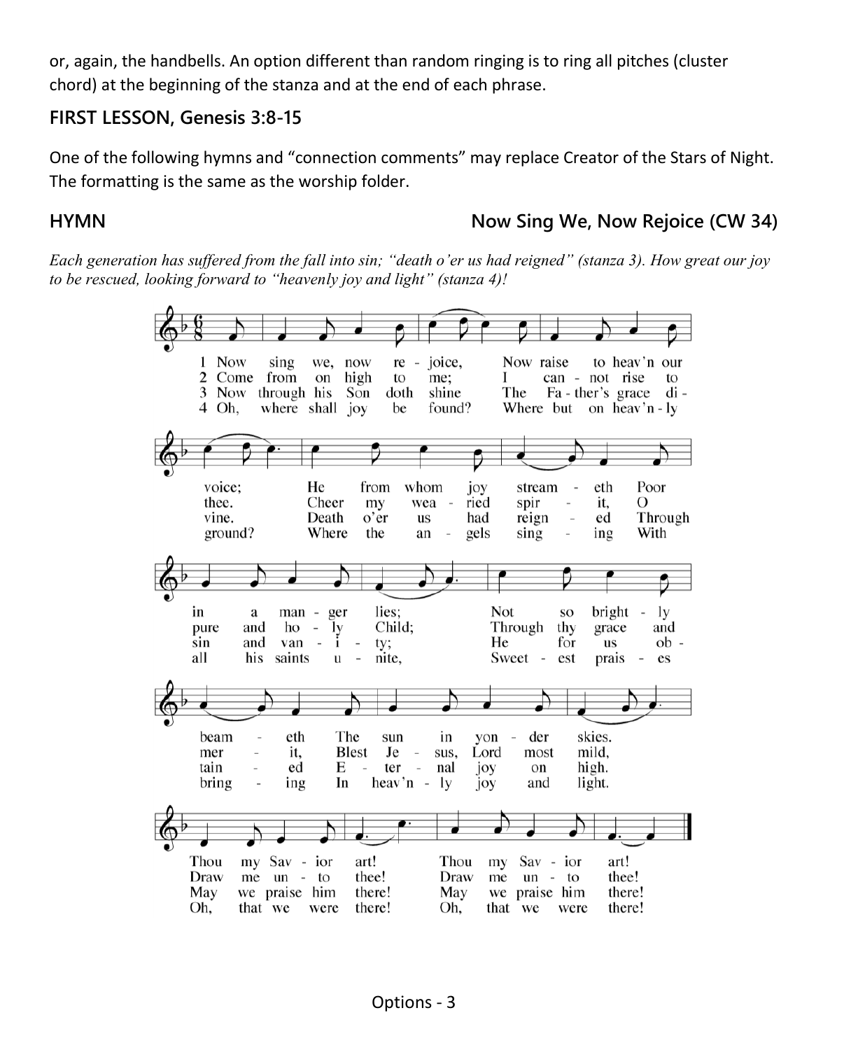or, again, the handbells. An option different than random ringing is to ring all pitches (cluster chord) at the beginning of the stanza and at the end of each phrase.

## FIRST LESSON, Genesis 3:8-15

One of the following hymns and "connection comments" may replace Creator of the Stars of Night. The formatting is the same as the worship folder.

## HYMN Now Sing We, Now Rejoice (CW 34)

*Each generation has suffered from the fall into sin; "death o'er us had reigned" (stanza 3). How great our joy to be rescued, looking forward to "heavenly joy and light" (stanza 4)!*

1 Now sing we, now rejoice, Now raise to heav'n our voice; He from whom joy streameth Poor in a manger lies; Not so brightly beameth The sun in yonder skies. Thou my Savior art! Thou my Savior art!

2 Come from on high to me; I cannot rise to thee. Cheer my wearied spirit, O pure and holy Child; Through thy grace and merit, Blest Jesus, Lord most mild, Draw me unto thee! Draw me unto thee!

3 Now through his Son doth shine The Father's grace divine. Death o'er us had reigned Through sin and vanity; He for us obtained Eternal joy on high. May we praise him there! May we praise him there!

4 Oh, where shall joy be found? Where but on heav'nly ground? Where the angels singing With all his saints unite, Sweetest praises bringing In heav'nly joy and light. Oh, that we were there! Oh, that we were there!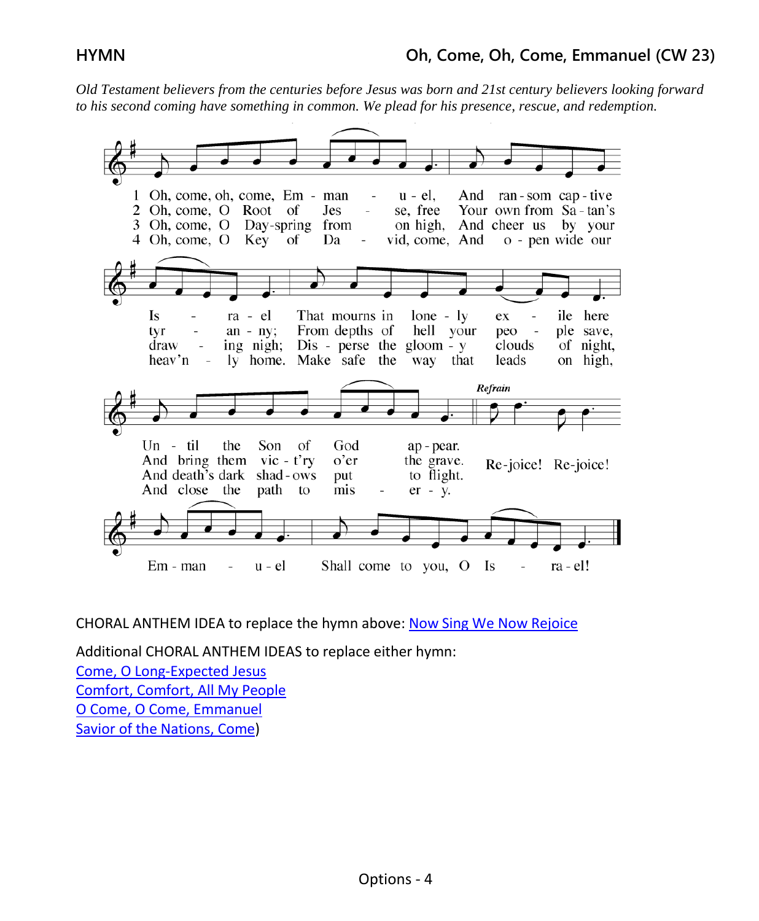**HYMN** **Oh, Come, Oh, Come, Emmanuel (CW 23)**

*Old Testament believers from the centuries before Jesus was born and 21st century believers looking forward to his second coming have something in common. We plead for his presence, rescue, and redemption.*

1 Oh, come, oh, come, Em - man - u - el, And ran - som cap - tive Is - ra - el That mourns in lone - ly ex - ile here Un - til the Son of God ap - pear.

2 Oh, come, O Root of Jes - se, free Your own from Sa - tan's tyr - an - ny; From depths of hell your peo - ple save, And bring them vic - t'ry o'er the grave.

3 Oh, come, O Day-spring from on high, And cheer us by your draw - ing nigh; Dis - perse the gloom - y clouds of night, And death's dark shad - ows put to flight.

4 Oh, come, O Key of Da - vid, come, And o - pen wide our heav'n - ly home. Make safe the way that leads on high, And close the path to mis - er - y.

*Refrain*
Re-joice! Re-joice! Em - man - u - el Shall come to you, O Is - ra - el!

CHORAL ANTHEM IDEA to replace the hymn above: [Now Sing We Now Rejoice]

Additional CHORAL ANTHEM IDEAS to replace either hymn:
[Come, O Long-Expected Jesus]
[Comfort, Comfort, All My People]
[O Come, O Come, Emmanuel]
[Savior of the Nations, Come])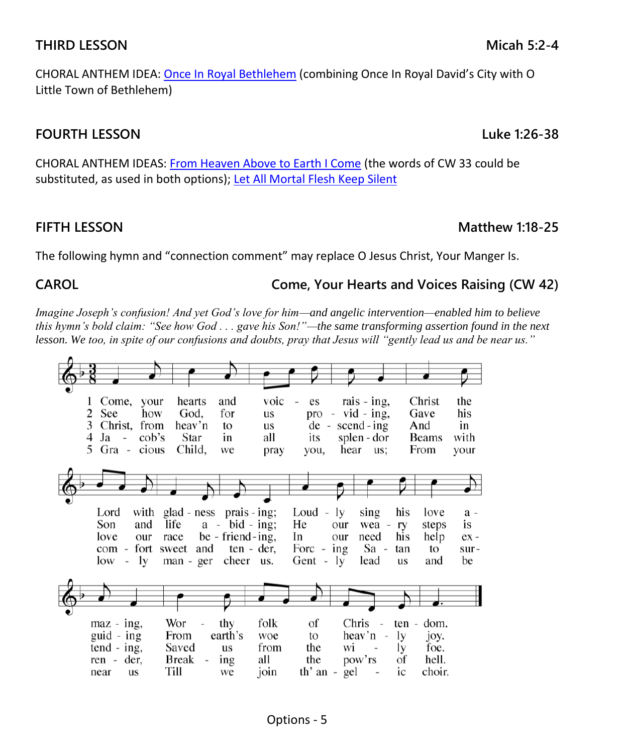## THIRD LESSON — Micah 5:2-4

CHORAL ANTHEM IDEA: Once In Royal Bethlehem (combining Once In Royal David's City with O Little Town of Bethlehem)

## FOURTH LESSON — Luke 1:26-38

CHORAL ANTHEM IDEAS: From Heaven Above to Earth I Come (the words of CW 33 could be substituted, as used in both options); Let All Mortal Flesh Keep Silent

## FIFTH LESSON — Matthew 1:18-25

The following hymn and "connection comment" may replace O Jesus Christ, Your Manger Is.

## CAROL — Come, Your Hearts and Voices Raising (CW 42)

*Imagine Joseph's confusion! And yet God's love for him—and angelic intervention—enabled him to believe this hymn's bold claim: "See how God . . . gave his Son!"—the same transforming assertion found in the next lesson. We too, in spite of our confusions and doubts, pray that Jesus will "gently lead us and be near us."*

1 Come, your hearts and voices raising, Christ the Lord with gladness praising; Loudly sing his love amazing, Worthy folk of Christendom.

2 See how God, for us providing, Gave his Son and life abiding; He our weary steps is guiding From earth's woe to heav'nly joy.

3 Christ, from heav'n to us descending And in love our race befriending, In our need his help extending, Saved us from the wily foe.

4 Jacob's Star in all its splendor Beams with comfort sweet and tender, Forcing Satan to surrender, Breaking all the pow'rs of hell.

5 Gracious Child, we pray you, hear us; From your lowly manger cheer us. Gently lead us and be near us Till we join th' angelic choir.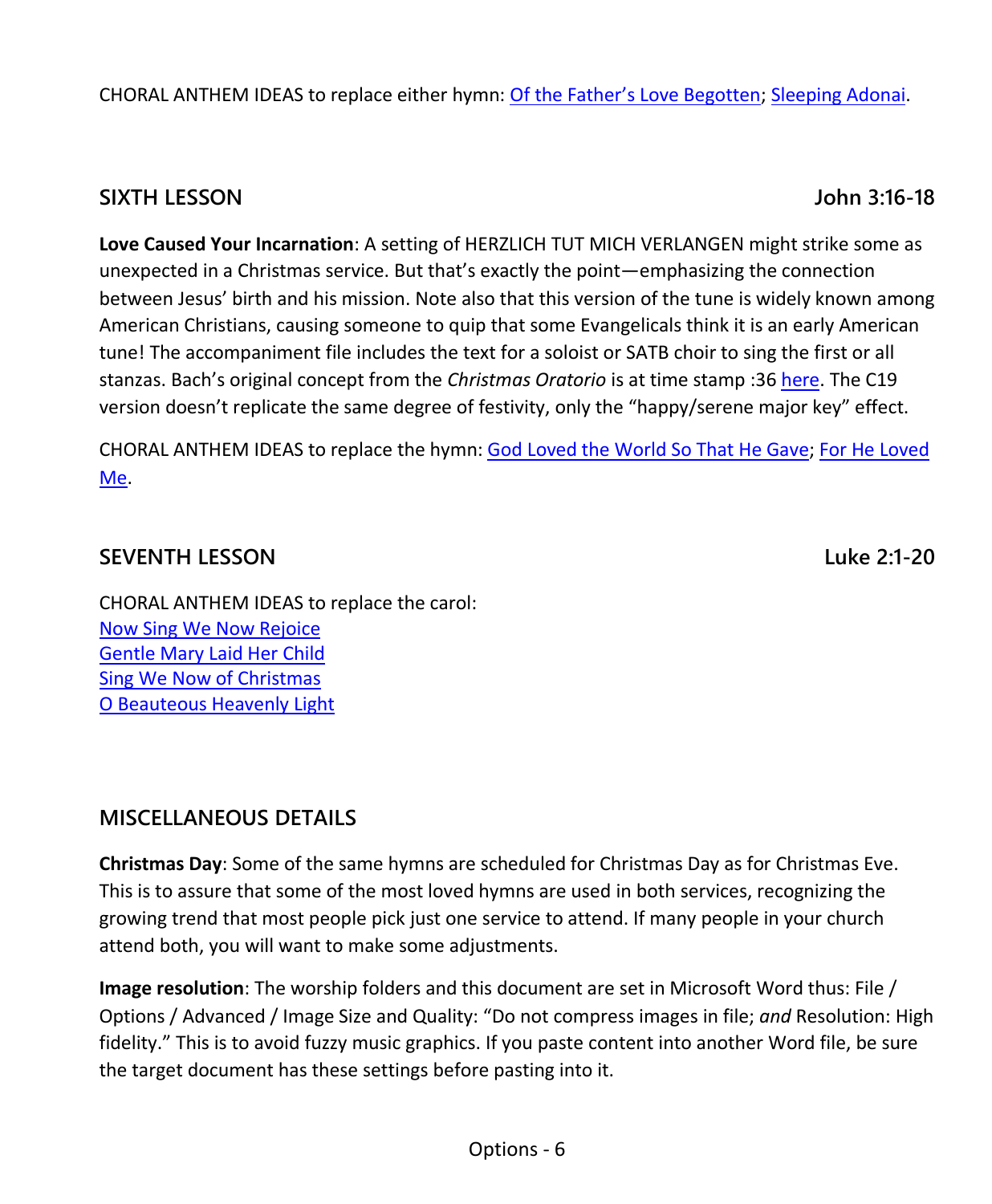CHORAL ANTHEM IDEAS to replace either hymn: Of the Father's Love Begotten; Sleeping Adonai.

## SIXTH LESSON John 3:16-18

**Love Caused Your Incarnation**: A setting of HERZLICH TUT MICH VERLANGEN might strike some as unexpected in a Christmas service. But that's exactly the point—emphasizing the connection between Jesus' birth and his mission. Note also that this version of the tune is widely known among American Christians, causing someone to quip that some Evangelicals think it is an early American tune! The accompaniment file includes the text for a soloist or SATB choir to sing the first or all stanzas. Bach's original concept from the *Christmas Oratorio* is at time stamp :36 here. The C19 version doesn't replicate the same degree of festivity, only the "happy/serene major key" effect.

CHORAL ANTHEM IDEAS to replace the hymn: God Loved the World So That He Gave; For He Loved Me.

## SEVENTH LESSON Luke 2:1-20

CHORAL ANTHEM IDEAS to replace the carol:
Now Sing We Now Rejoice
Gentle Mary Laid Her Child
Sing We Now of Christmas
O Beauteous Heavenly Light

## MISCELLANEOUS DETAILS

**Christmas Day**: Some of the same hymns are scheduled for Christmas Day as for Christmas Eve. This is to assure that some of the most loved hymns are used in both services, recognizing the growing trend that most people pick just one service to attend. If many people in your church attend both, you will want to make some adjustments.

**Image resolution**: The worship folders and this document are set in Microsoft Word thus: File / Options / Advanced / Image Size and Quality: "Do not compress images in file; *and* Resolution: High fidelity." This is to avoid fuzzy music graphics. If you paste content into another Word file, be sure the target document has these settings before pasting into it.